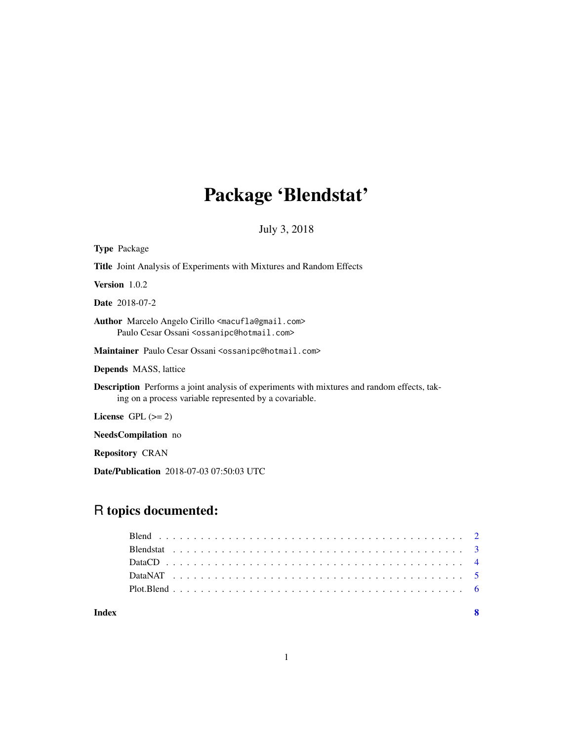# Package 'Blendstat'

July 3, 2018

**Type** Package

**Title** Joint Analysis of Experiments with Mixtures and Random Effects

**Version** 1.0.2

**Date** 2018-07-2

**Author** Marcelo Angelo Cirillo <macufla@gmail.com>
Paulo Cesar Ossani <ossanipc@hotmail.com>

**Maintainer** Paulo Cesar Ossani <ossanipc@hotmail.com>

**Depends** MASS, lattice

**Description** Performs a joint analysis of experiments with mixtures and random effects, taking on a process variable represented by a covariable.

**License** GPL (>= 2)

**NeedsCompilation** no

**Repository** CRAN

**Date/Publication** 2018-07-03 07:50:03 UTC

## R topics documented:

- Blend . . . . . . . . . . . . . . . . . . . . . . . . . . . . . . . . . . . . . . . . . . 2
- Blendstat . . . . . . . . . . . . . . . . . . . . . . . . . . . . . . . . . . . . . . . . 3
- DataCD . . . . . . . . . . . . . . . . . . . . . . . . . . . . . . . . . . . . . . . . . 4
- DataNAT . . . . . . . . . . . . . . . . . . . . . . . . . . . . . . . . . . . . . . . . 5
- Plot.Blend . . . . . . . . . . . . . . . . . . . . . . . . . . . . . . . . . . . . . . . 6

**Index** **8**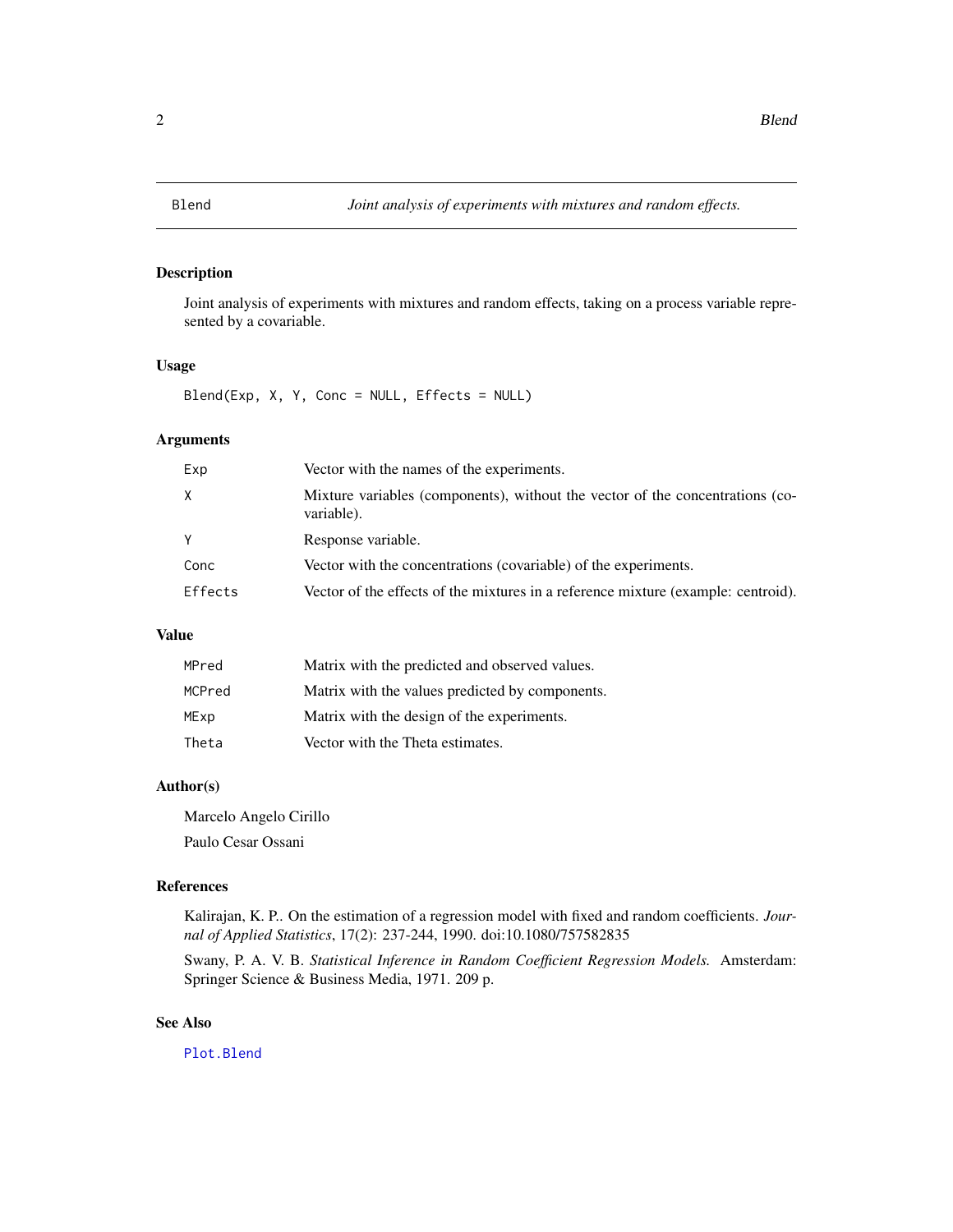# Blend — *Joint analysis of experiments with mixtures and random effects.*

## Description

Joint analysis of experiments with mixtures and random effects, taking on a process variable represented by a covariable.

## Usage

```
Blend(Exp, X, Y, Conc = NULL, Effects = NULL)
```

## Arguments

| | |
|---|---|
| `Exp` | Vector with the names of the experiments. |
| `X` | Mixture variables (components), without the vector of the concentrations (covariable). |
| `Y` | Response variable. |
| `Conc` | Vector with the concentrations (covariable) of the experiments. |
| `Effects` | Vector of the effects of the mixtures in a reference mixture (example: centroid). |

## Value

| | |
|---|---|
| `MPred` | Matrix with the predicted and observed values. |
| `MCPred` | Matrix with the values predicted by components. |
| `MExp` | Matrix with the design of the experiments. |
| `Theta` | Vector with the Theta estimates. |

## Author(s)

Marcelo Angelo Cirillo

Paulo Cesar Ossani

## References

Kalirajan, K. P.. On the estimation of a regression model with fixed and random coefficients. *Journal of Applied Statistics*, 17(2): 237-244, 1990. doi:10.1080/757582835

Swany, P. A. V. B. *Statistical Inference in Random Coefficient Regression Models.* Amsterdam: Springer Science & Business Media, 1971. 209 p.

## See Also

Plot.Blend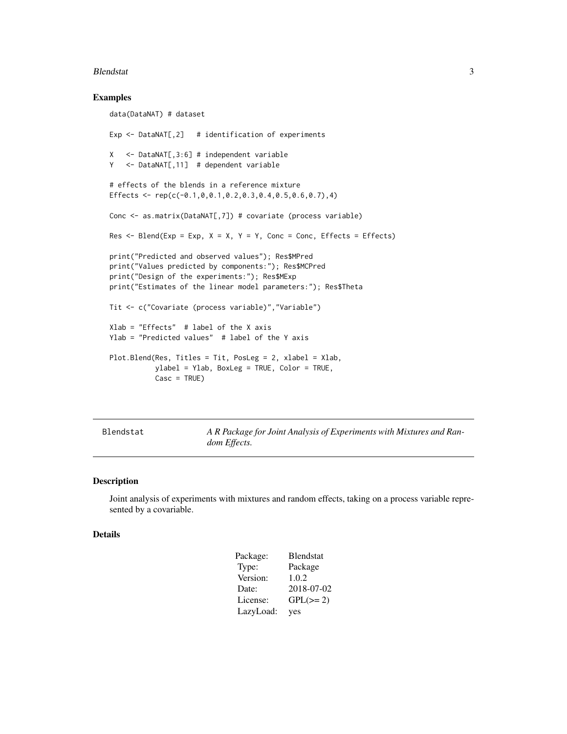## Examples

```
data(DataNAT) # dataset

Exp <- DataNAT[,2]   # identification of experiments

X   <- DataNAT[,3:6] # independent variable
Y   <- DataNAT[,11]  # dependent variable

# effects of the blends in a reference mixture
Effects <- rep(c(-0.1,0,0.1,0.2,0.3,0.4,0.5,0.6,0.7),4)

Conc <- as.matrix(DataNAT[,7]) # covariate (process variable)

Res <- Blend(Exp = Exp, X = X, Y = Y, Conc = Conc, Effects = Effects)

print("Predicted and observed values"); Res$MPred
print("Values predicted by components:"); Res$MCPred
print("Design of the experiments:"); Res$MExp
print("Estimates of the linear model parameters:"); Res$Theta

Tit <- c("Covariate (process variable)","Variable")

Xlab = "Effects"  # label of the X axis
Ylab = "Predicted values"  # label of the Y axis

Plot.Blend(Res, Titles = Tit, PosLeg = 2, xlabel = Xlab,
           ylabel = Ylab, BoxLeg = TRUE, Color = TRUE,
           Casc = TRUE)
```

---

Blendstat — *A R Package for Joint Analysis of Experiments with Mixtures and Random Effects.*

---

## Description

Joint analysis of experiments with mixtures and random effects, taking on a process variable represented by a covariable.

## Details

| | |
|---|---|
| Package: | Blendstat |
| Type: | Package |
| Version: | 1.0.2 |
| Date: | 2018-07-02 |
| License: | GPL(>= 2) |
| LazyLoad: | yes |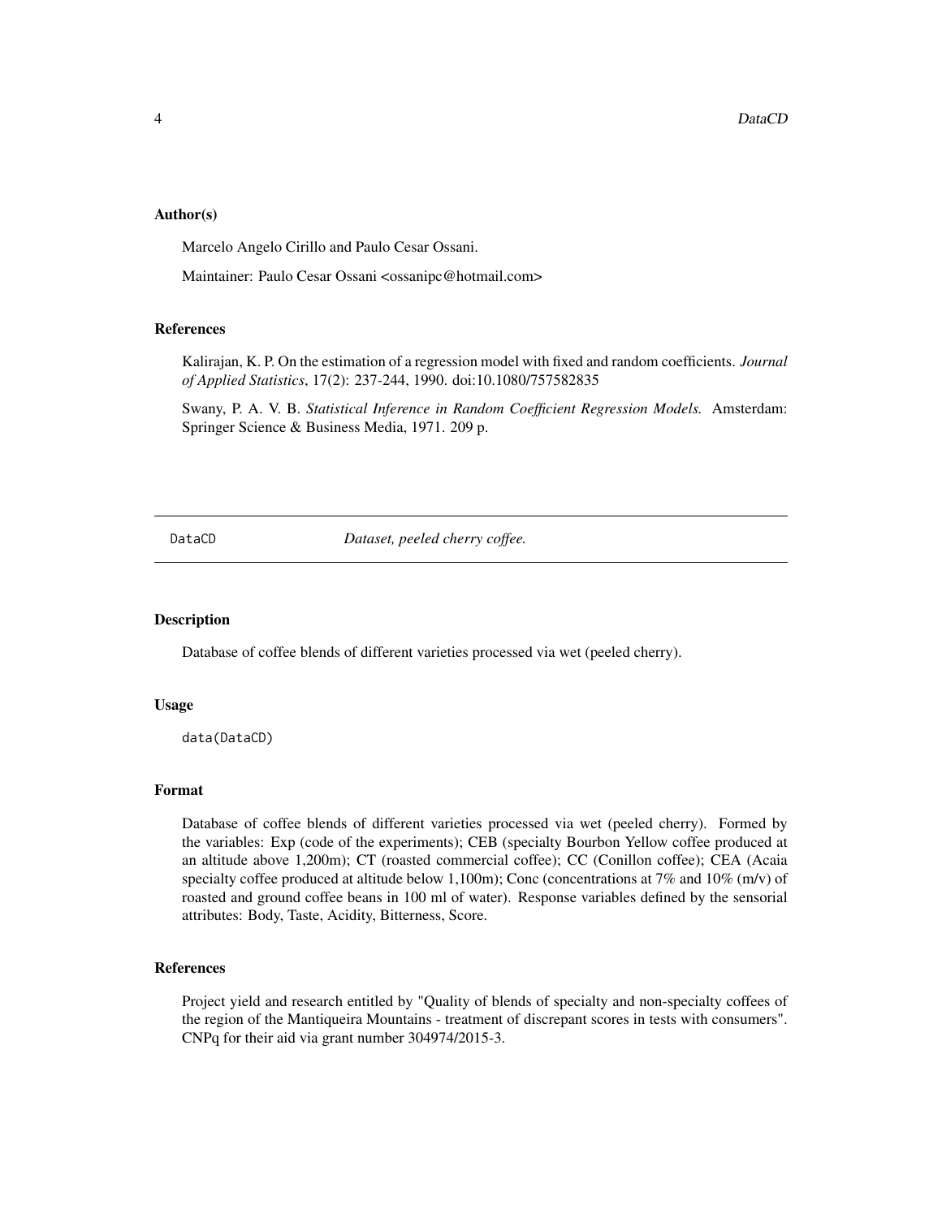### Author(s)

Marcelo Angelo Cirillo and Paulo Cesar Ossani.

Maintainer: Paulo Cesar Ossani <ossanipc@hotmail.com>

### References

Kalirajan, K. P. On the estimation of a regression model with fixed and random coefficients. *Journal of Applied Statistics*, 17(2): 237-244, 1990. doi:10.1080/757582835

Swany, P. A. V. B. *Statistical Inference in Random Coefficient Regression Models.* Amsterdam: Springer Science & Business Media, 1971. 209 p.

---

## DataCD — *Dataset, peeled cherry coffee.*

---

### Description

Database of coffee blends of different varieties processed via wet (peeled cherry).

### Usage

```
data(DataCD)
```

### Format

Database of coffee blends of different varieties processed via wet (peeled cherry). Formed by the variables: Exp (code of the experiments); CEB (specialty Bourbon Yellow coffee produced at an altitude above 1,200m); CT (roasted commercial coffee); CC (Conillon coffee); CEA (Acaia specialty coffee produced at altitude below 1,100m); Conc (concentrations at 7% and 10% (m/v) of roasted and ground coffee beans in 100 ml of water). Response variables defined by the sensorial attributes: Body, Taste, Acidity, Bitterness, Score.

### References

Project yield and research entitled by "Quality of blends of specialty and non-specialty coffees of the region of the Mantiqueira Mountains - treatment of discrepant scores in tests with consumers". CNPq for their aid via grant number 304974/2015-3.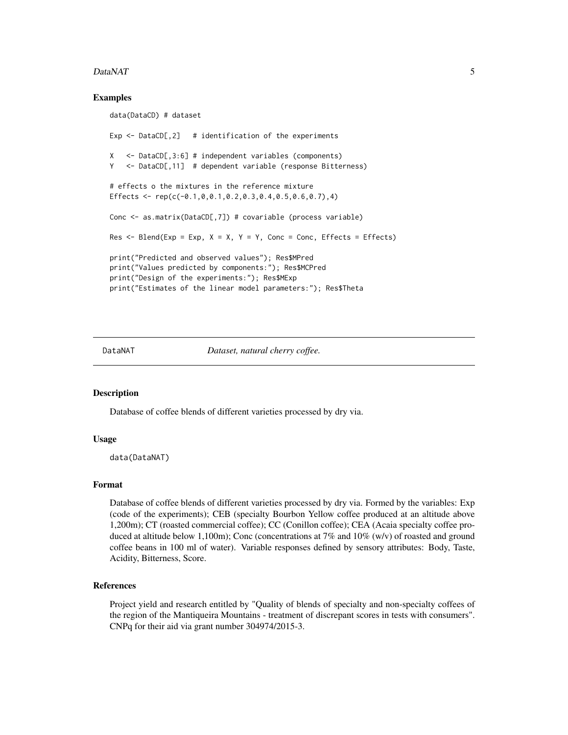## Examples

```
data(DataCD) # dataset

Exp <- DataCD[,2]   # identification of the experiments

X   <- DataCD[,3:6] # independent variables (components)
Y   <- DataCD[,11]  # dependent variable (response Bitterness)

# effects o the mixtures in the reference mixture
Effects <- rep(c(-0.1,0,0.1,0.2,0.3,0.4,0.5,0.6,0.7),4)

Conc <- as.matrix(DataCD[,7]) # covariable (process variable)

Res <- Blend(Exp = Exp, X = X, Y = Y, Conc = Conc, Effects = Effects)

print("Predicted and observed values"); Res$MPred
print("Values predicted by components:"); Res$MCPred
print("Design of the experiments:"); Res$MExp
print("Estimates of the linear model parameters:"); Res$Theta
```

---

# DataNAT — *Dataset, natural cherry coffee.*

---

## Description

Database of coffee blends of different varieties processed by dry via.

## Usage

```
data(DataNAT)
```

## Format

Database of coffee blends of different varieties processed by dry via. Formed by the variables: Exp (code of the experiments); CEB (specialty Bourbon Yellow coffee produced at an altitude above 1,200m); CT (roasted commercial coffee); CC (Conillon coffee); CEA (Acaia specialty coffee produced at altitude below 1,100m); Conc (concentrations at 7% and 10% (w/v) of roasted and ground coffee beans in 100 ml of water). Variable responses defined by sensory attributes: Body, Taste, Acidity, Bitterness, Score.

## References

Project yield and research entitled by "Quality of blends of specialty and non-specialty coffees of the region of the Mantiqueira Mountains - treatment of discrepant scores in tests with consumers". CNPq for their aid via grant number 304974/2015-3.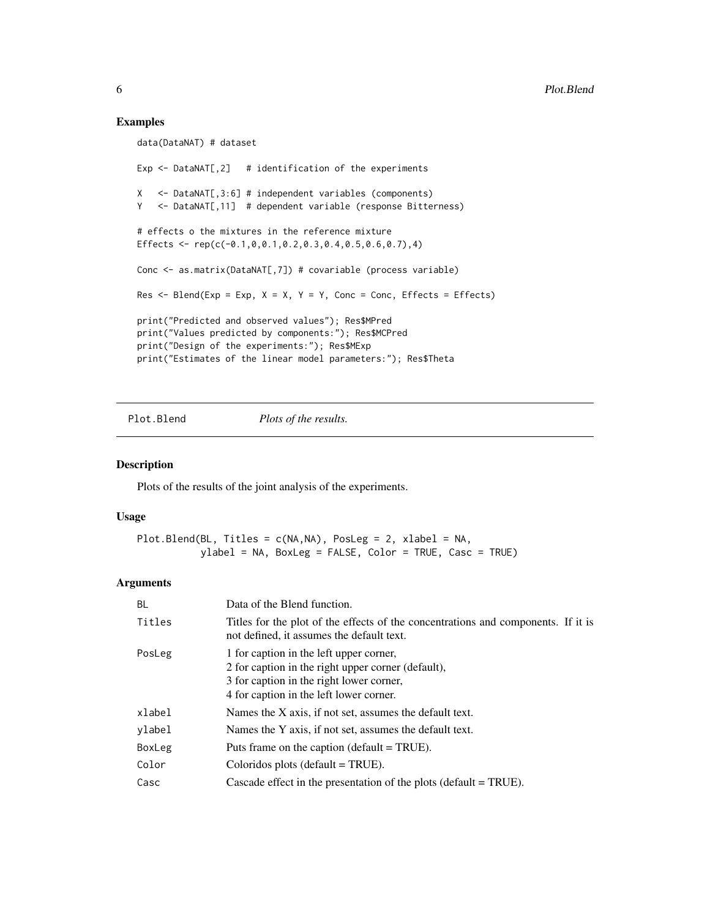## Examples

```
data(DataNAT) # dataset

Exp <- DataNAT[,2]   # identification of the experiments

X   <- DataNAT[,3:6] # independent variables (components)
Y   <- DataNAT[,11]  # dependent variable (response Bitterness)

# effects o the mixtures in the reference mixture
Effects <- rep(c(-0.1,0,0.1,0.2,0.3,0.4,0.5,0.6,0.7),4)

Conc <- as.matrix(DataNAT[,7]) # covariable (process variable)

Res <- Blend(Exp = Exp, X = X, Y = Y, Conc = Conc, Effects = Effects)

print("Predicted and observed values"); Res$MPred
print("Values predicted by components:"); Res$MCPred
print("Design of the experiments:"); Res$MExp
print("Estimates of the linear model parameters:"); Res$Theta
```

---

# Plot.Blend *Plots of the results.*

---

## Description

Plots of the results of the joint analysis of the experiments.

## Usage

```
Plot.Blend(BL, Titles = c(NA,NA), PosLeg = 2, xlabel = NA,
           ylabel = NA, BoxLeg = FALSE, Color = TRUE, Casc = TRUE)
```

## Arguments

| | |
|---|---|
| BL | Data of the Blend function. |
| Titles | Titles for the plot of the effects of the concentrations and components. If it is not defined, it assumes the default text. |
| PosLeg | 1 for caption in the left upper corner,<br>2 for caption in the right upper corner (default),<br>3 for caption in the right lower corner,<br>4 for caption in the left lower corner. |
| xlabel | Names the X axis, if not set, assumes the default text. |
| ylabel | Names the Y axis, if not set, assumes the default text. |
| BoxLeg | Puts frame on the caption (default = TRUE). |
| Color | Coloridos plots (default = TRUE). |
| Casc | Cascade effect in the presentation of the plots (default = TRUE). |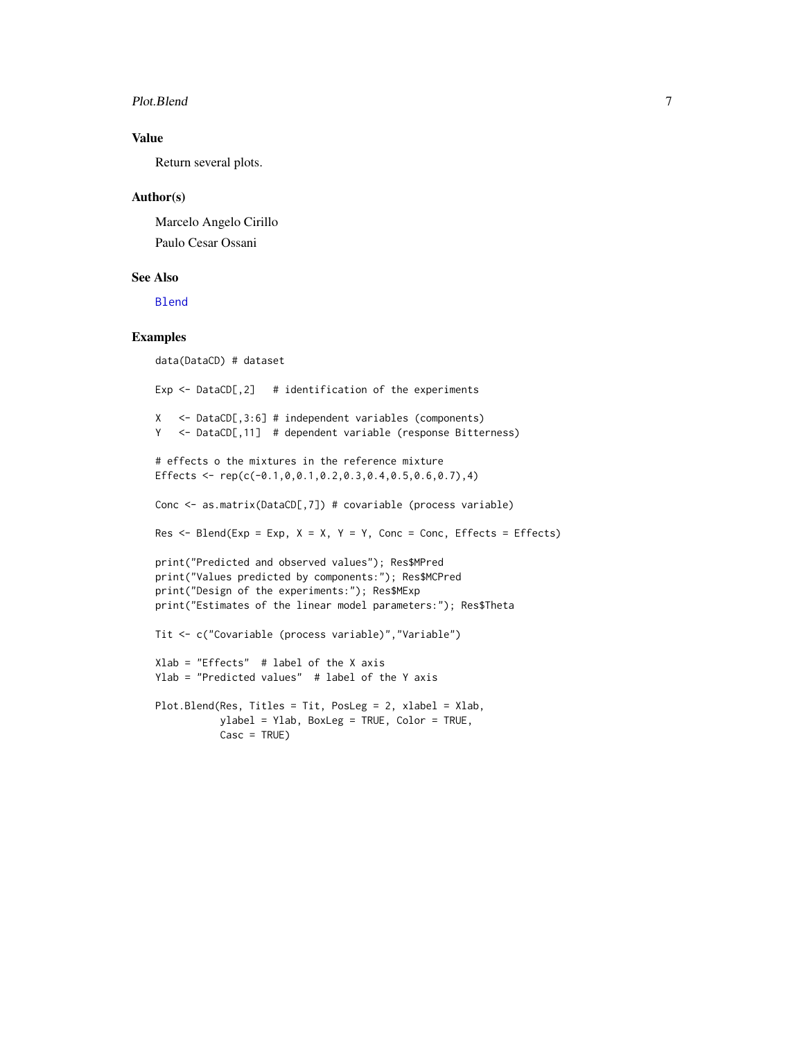## Value

Return several plots.

## Author(s)

Marcelo Angelo Cirillo

Paulo Cesar Ossani

## See Also

Blend

## Examples

```
data(DataCD) # dataset

Exp <- DataCD[,2]   # identification of the experiments

X   <- DataCD[,3:6] # independent variables (components)
Y   <- DataCD[,11]  # dependent variable (response Bitterness)

# effects o the mixtures in the reference mixture
Effects <- rep(c(-0.1,0,0.1,0.2,0.3,0.4,0.5,0.6,0.7),4)

Conc <- as.matrix(DataCD[,7]) # covariable (process variable)

Res <- Blend(Exp = Exp, X = X, Y = Y, Conc = Conc, Effects = Effects)

print("Predicted and observed values"); Res$MPred
print("Values predicted by components:"); Res$MCPred
print("Design of the experiments:"); Res$MExp
print("Estimates of the linear model parameters:"); Res$Theta

Tit <- c("Covariable (process variable)","Variable")

Xlab = "Effects"  # label of the X axis
Ylab = "Predicted values"  # label of the Y axis

Plot.Blend(Res, Titles = Tit, PosLeg = 2, xlabel = Xlab,
           ylabel = Ylab, BoxLeg = TRUE, Color = TRUE,
           Casc = TRUE)
```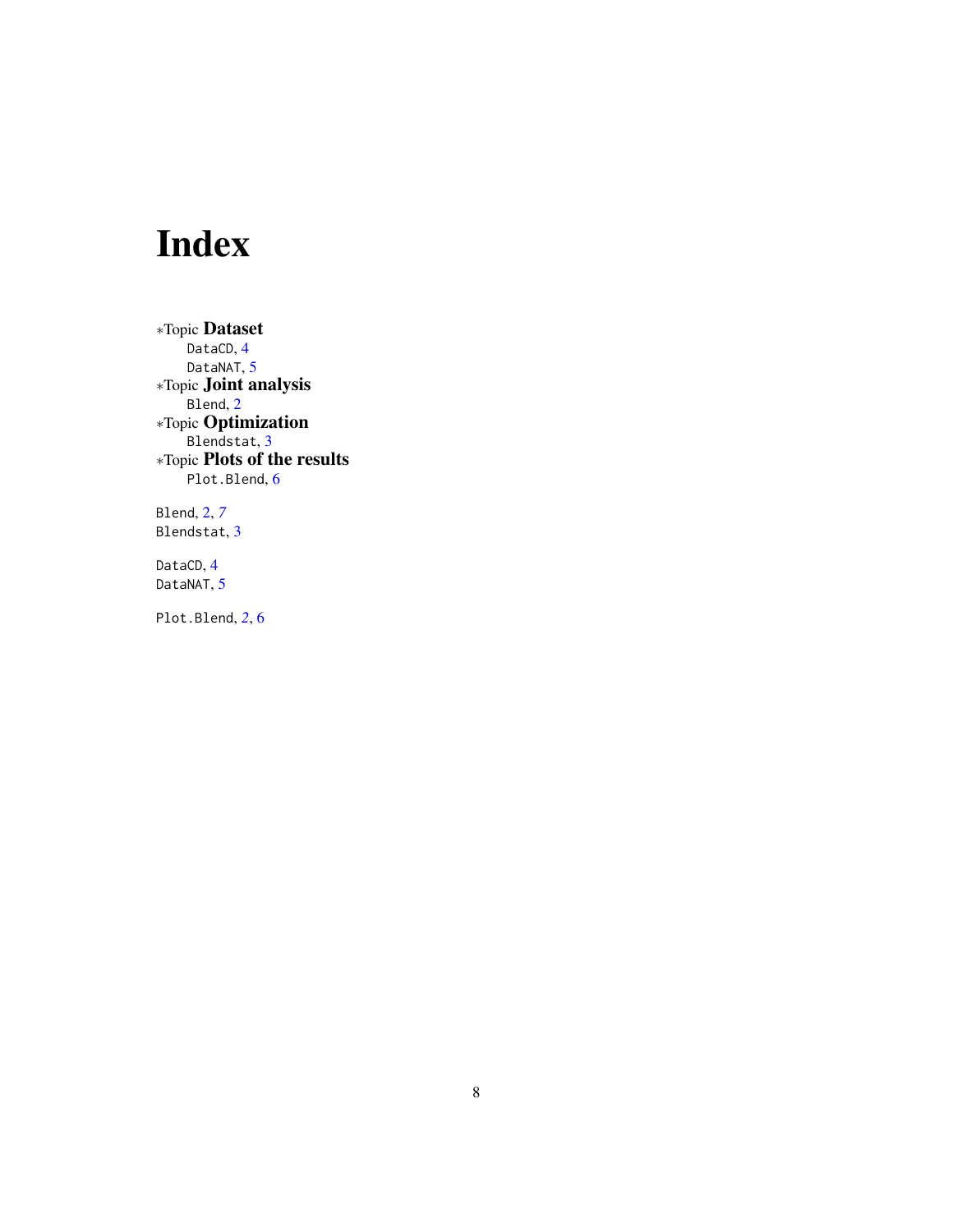# Index

*Topic **Dataset**
- DataCD, 4
- DataNAT, 5

*Topic **Joint analysis**
- Blend, 2

*Topic **Optimization**
- Blendstat, 3

*Topic **Plots of the results**
- Plot.Blend, 6

Blend, 2, *7*
Blendstat, 3

DataCD, 4
DataNAT, 5

Plot.Blend, *2*, 6